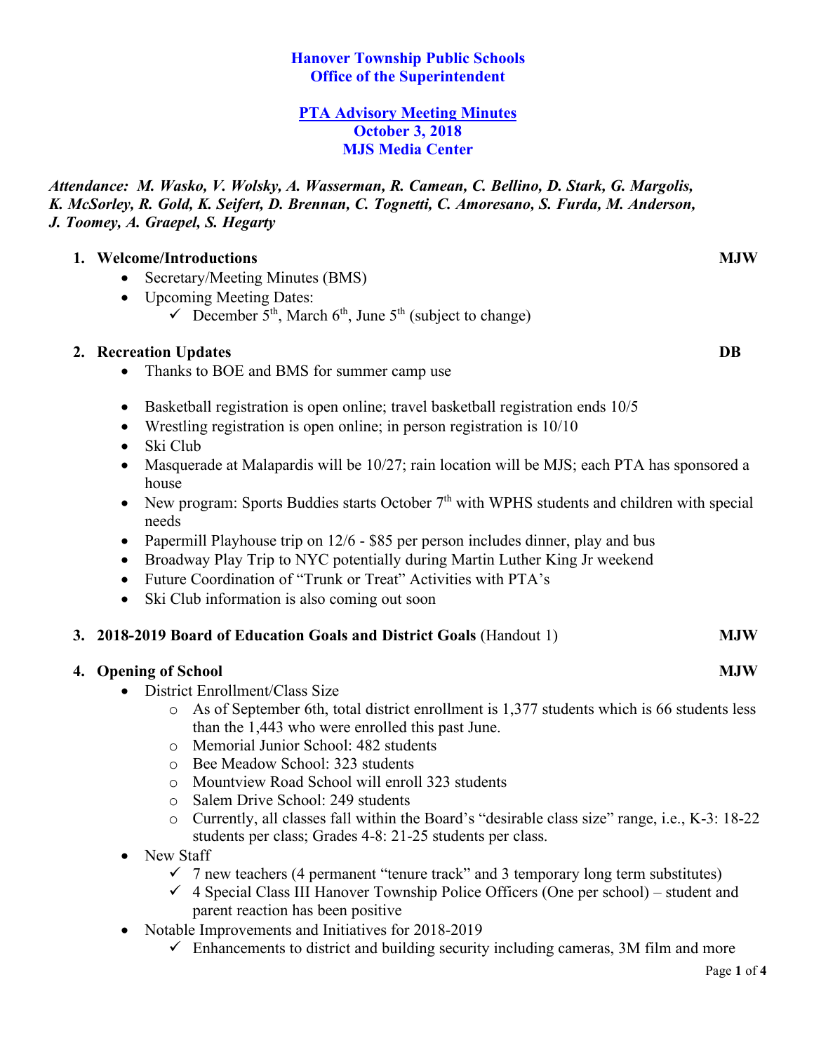# Hanover Township Public Schools
# Office of the Superintendent

## PTA Advisory Meeting Minutes
## October 3, 2018
## MJS Media Center

***Attendance: M. Wasko, V. Wolsky, A. Wasserman, R. Camean, C. Bellino, D. Stark, G. Margolis, K. McSorley, R. Gold, K. Seifert, D. Brennan, C. Tognetti, C. Amoresano, S. Furda, M. Anderson, J. Toomey, A. Graepel, S. Hegarty***

1. **Welcome/Introductions** **MJW**
   - Secretary/Meeting Minutes (BMS)
   - Upcoming Meeting Dates:
     - ✓ December 5th, March 6th, June 5th (subject to change)

2. **Recreation Updates** **DB**
   - Thanks to BOE and BMS for summer camp use
   - Basketball registration is open online; travel basketball registration ends 10/5
   - Wrestling registration is open online; in person registration is 10/10
   - Ski Club
   - Masquerade at Malapardis will be 10/27; rain location will be MJS; each PTA has sponsored a house
   - New program: Sports Buddies starts October 7th with WPHS students and children with special needs
   - Papermill Playhouse trip on 12/6 - $85 per person includes dinner, play and bus
   - Broadway Play Trip to NYC potentially during Martin Luther King Jr weekend
   - Future Coordination of "Trunk or Treat" Activities with PTA's
   - Ski Club information is also coming out soon

3. **2018-2019 Board of Education Goals and District Goals** (Handout 1) **MJW**

4. **Opening of School** **MJW**
   - District Enrollment/Class Size
     - As of September 6th, total district enrollment is 1,377 students which is 66 students less than the 1,443 who were enrolled this past June.
     - Memorial Junior School: 482 students
     - Bee Meadow School: 323 students
     - Mountview Road School will enroll 323 students
     - Salem Drive School: 249 students
     - Currently, all classes fall within the Board's "desirable class size" range, i.e., K-3: 18-22 students per class; Grades 4-8: 21-25 students per class.
   - New Staff
     - ✓ 7 new teachers (4 permanent "tenure track" and 3 temporary long term substitutes)
     - ✓ 4 Special Class III Hanover Township Police Officers (One per school) – student and parent reaction has been positive
   - Notable Improvements and Initiatives for 2018-2019
     - ✓ Enhancements to district and building security including cameras, 3M film and more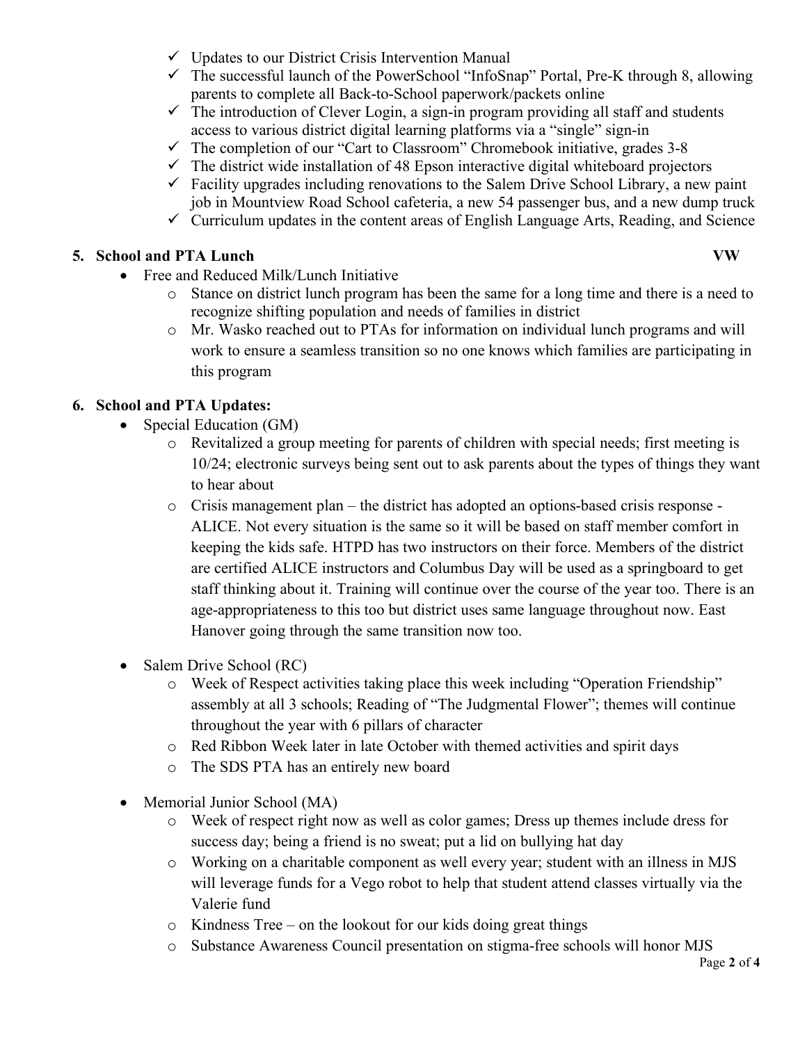- ✓ Updates to our District Crisis Intervention Manual
- ✓ The successful launch of the PowerSchool "InfoSnap" Portal, Pre-K through 8, allowing parents to complete all Back-to-School paperwork/packets online
- ✓ The introduction of Clever Login, a sign-in program providing all staff and students access to various district digital learning platforms via a "single" sign-in
- ✓ The completion of our "Cart to Classroom" Chromebook initiative, grades 3-8
- ✓ The district wide installation of 48 Epson interactive digital whiteboard projectors
- ✓ Facility upgrades including renovations to the Salem Drive School Library, a new paint job in Mountview Road School cafeteria, a new 54 passenger bus, and a new dump truck
- ✓ Curriculum updates in the content areas of English Language Arts, Reading, and Science

**5. School and PTA Lunch** **VW**

- Free and Reduced Milk/Lunch Initiative
  - Stance on district lunch program has been the same for a long time and there is a need to recognize shifting population and needs of families in district
  - Mr. Wasko reached out to PTAs for information on individual lunch programs and will work to ensure a seamless transition so no one knows which families are participating in this program

**6. School and PTA Updates:**

- Special Education (GM)
  - Revitalized a group meeting for parents of children with special needs; first meeting is 10/24; electronic surveys being sent out to ask parents about the types of things they want to hear about
  - Crisis management plan – the district has adopted an options-based crisis response - ALICE. Not every situation is the same so it will be based on staff member comfort in keeping the kids safe. HTPD has two instructors on their force. Members of the district are certified ALICE instructors and Columbus Day will be used as a springboard to get staff thinking about it. Training will continue over the course of the year too. There is an age-appropriateness to this too but district uses same language throughout now. East Hanover going through the same transition now too.

- Salem Drive School (RC)
  - Week of Respect activities taking place this week including "Operation Friendship" assembly at all 3 schools; Reading of "The Judgmental Flower"; themes will continue throughout the year with 6 pillars of character
  - Red Ribbon Week later in late October with themed activities and spirit days
  - The SDS PTA has an entirely new board

- Memorial Junior School (MA)
  - Week of respect right now as well as color games; Dress up themes include dress for success day; being a friend is no sweat; put a lid on bullying hat day
  - Working on a charitable component as well every year; student with an illness in MJS will leverage funds for a Vego robot to help that student attend classes virtually via the Valerie fund
  - Kindness Tree – on the lookout for our kids doing great things
  - Substance Awareness Council presentation on stigma-free schools will honor MJS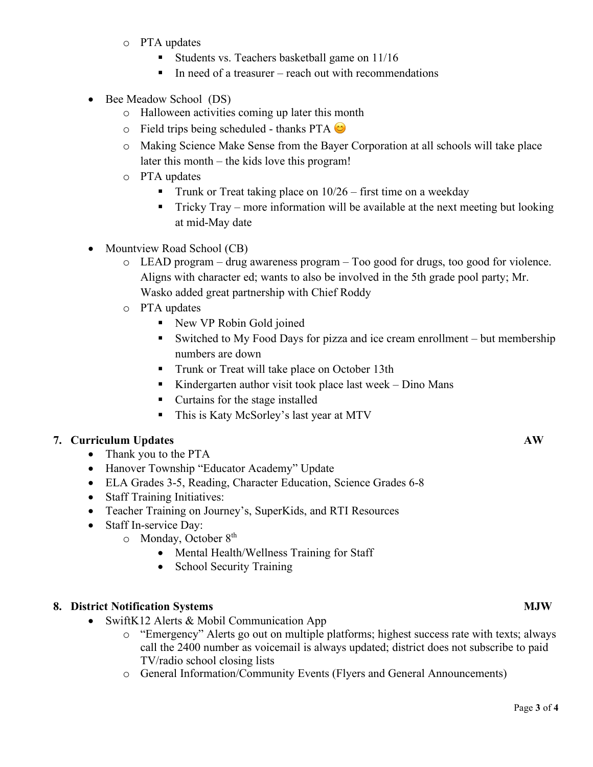- PTA updates
  - Students vs. Teachers basketball game on 11/16
  - In need of a treasurer – reach out with recommendations

- Bee Meadow School (DS)
  - Halloween activities coming up later this month
  - Field trips being scheduled - thanks PTA 😊
  - Making Science Make Sense from the Bayer Corporation at all schools will take place later this month – the kids love this program!
  - PTA updates
    - Trunk or Treat taking place on 10/26 – first time on a weekday
    - Tricky Tray – more information will be available at the next meeting but looking at mid-May date

- Mountview Road School (CB)
  - LEAD program – drug awareness program – Too good for drugs, too good for violence. Aligns with character ed; wants to also be involved in the 5th grade pool party; Mr. Wasko added great partnership with Chief Roddy
  - PTA updates
    - New VP Robin Gold joined
    - Switched to My Food Days for pizza and ice cream enrollment – but membership numbers are down
    - Trunk or Treat will take place on October 13th
    - Kindergarten author visit took place last week – Dino Mans
    - Curtains for the stage installed
    - This is Katy McSorley's last year at MTV

## 7. Curriculum Updates — AW

- Thank you to the PTA
- Hanover Township "Educator Academy" Update
- ELA Grades 3-5, Reading, Character Education, Science Grades 6-8
- Staff Training Initiatives:
- Teacher Training on Journey's, SuperKids, and RTI Resources
- Staff In-service Day:
  - Monday, October 8th
    - Mental Health/Wellness Training for Staff
    - School Security Training

## 8. District Notification Systems — MJW

- SwiftK12 Alerts & Mobil Communication App
  - "Emergency" Alerts go out on multiple platforms; highest success rate with texts; always call the 2400 number as voicemail is always updated; district does not subscribe to paid TV/radio school closing lists
  - General Information/Community Events (Flyers and General Announcements)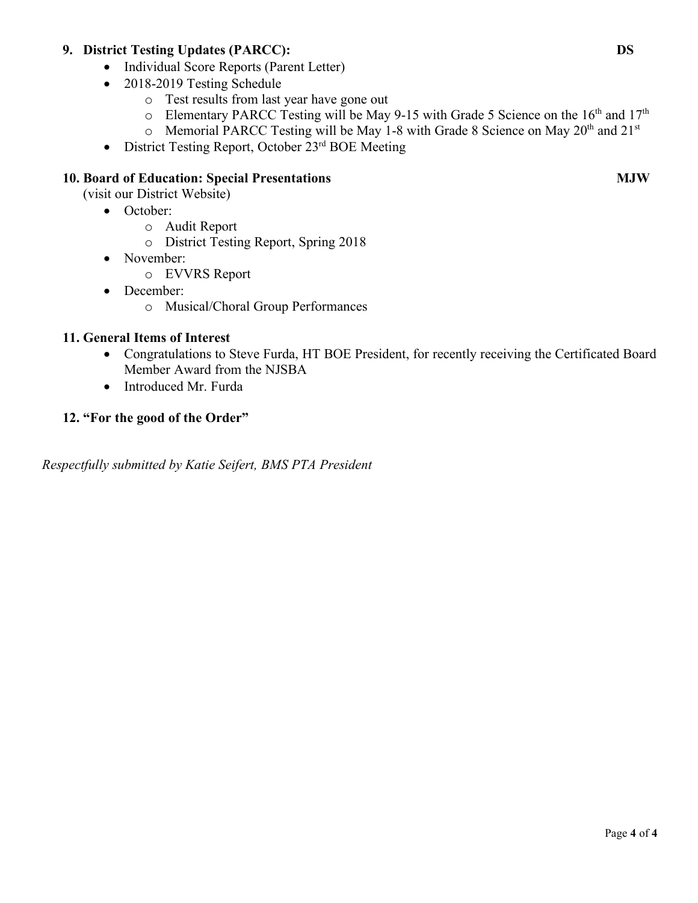**9. District Testing Updates (PARCC):** **DS**

- Individual Score Reports (Parent Letter)
- 2018-2019 Testing Schedule
  - Test results from last year have gone out
  - Elementary PARCC Testing will be May 9-15 with Grade 5 Science on the 16th and 17th
  - Memorial PARCC Testing will be May 1-8 with Grade 8 Science on May 20th and 21st
- District Testing Report, October 23rd BOE Meeting

**10. Board of Education: Special Presentations** **MJW**

(visit our District Website)

- October:
  - Audit Report
  - District Testing Report, Spring 2018
- November:
  - EVVRS Report
- December:
  - Musical/Choral Group Performances

**11. General Items of Interest**

- Congratulations to Steve Furda, HT BOE President, for recently receiving the Certificated Board Member Award from the NJSBA
- Introduced Mr. Furda

**12. "For the good of the Order"**

*Respectfully submitted by Katie Seifert, BMS PTA President*